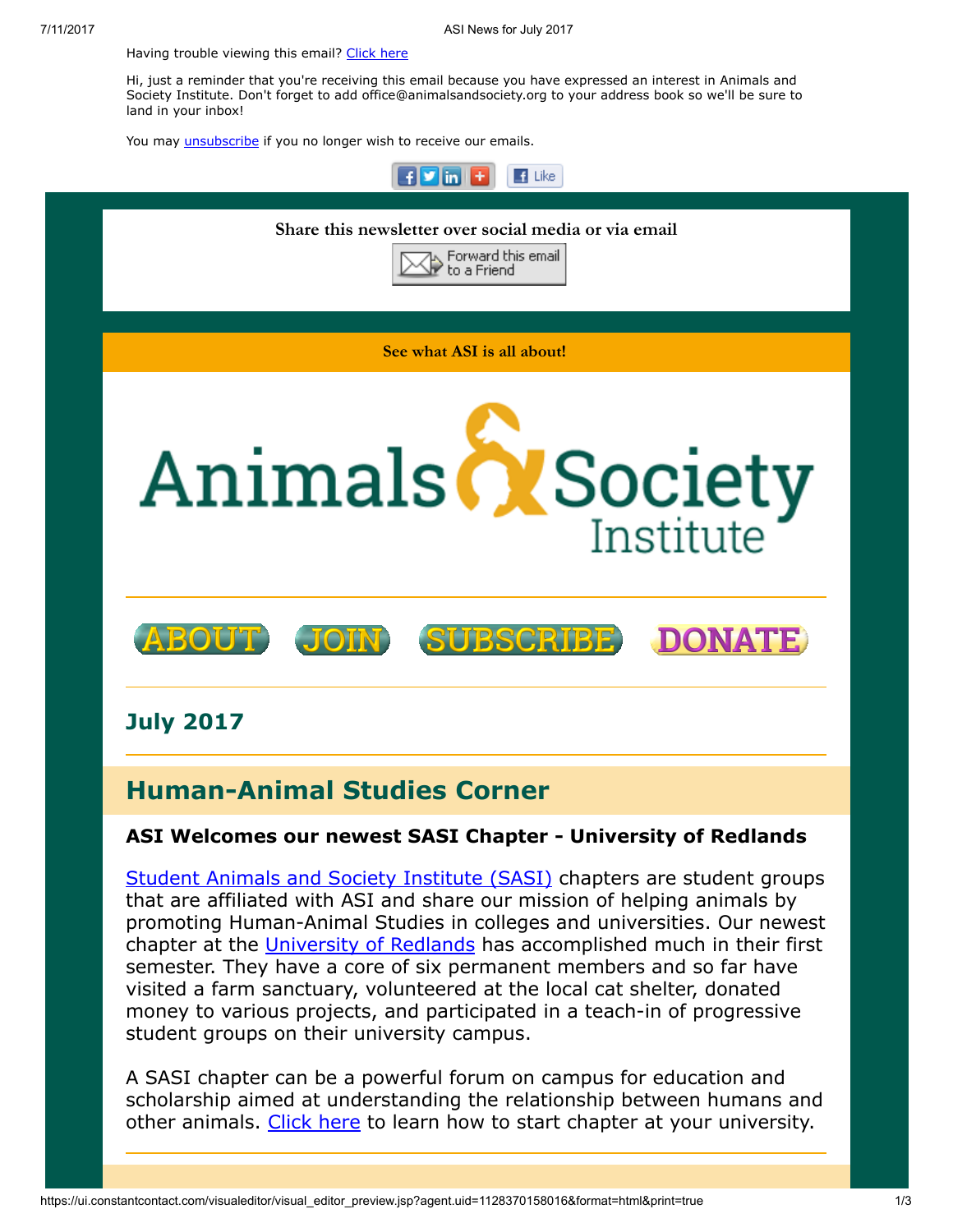Having trouble viewing this email? [Click here](#)

Hi, just a reminder that you're receiving this email because you have expressed an interest in Animals and Society Institute. Don't forget to add office@animalsandsociety.org to your address book so we'll be sure to land in your inbox!

You may [unsubscribe](#) if you no longer wish to receive our emails.

**Share this newsletter over social media or via email**

Forward this email to a Friend

**See what ASI is all about!**

# Animals & Society Institute

ABOUT | JOIN | SUBSCRIBE | DONATE

## July 2017

## Human-Animal Studies Corner

### ASI Welcomes our newest SASI Chapter - University of Redlands

[Student Animals and Society Institute (SASI)](#) chapters are student groups that are affiliated with ASI and share our mission of helping animals by promoting Human-Animal Studies in colleges and universities. Our newest chapter at the [University of Redlands](#) has accomplished much in their first semester. They have a core of six permanent members and so far have visited a farm sanctuary, volunteered at the local cat shelter, donated money to various projects, and participated in a teach-in of progressive student groups on their university campus.

A SASI chapter can be a powerful forum on campus for education and scholarship aimed at understanding the relationship between humans and other animals. [Click here](#) to learn how to start chapter at your university.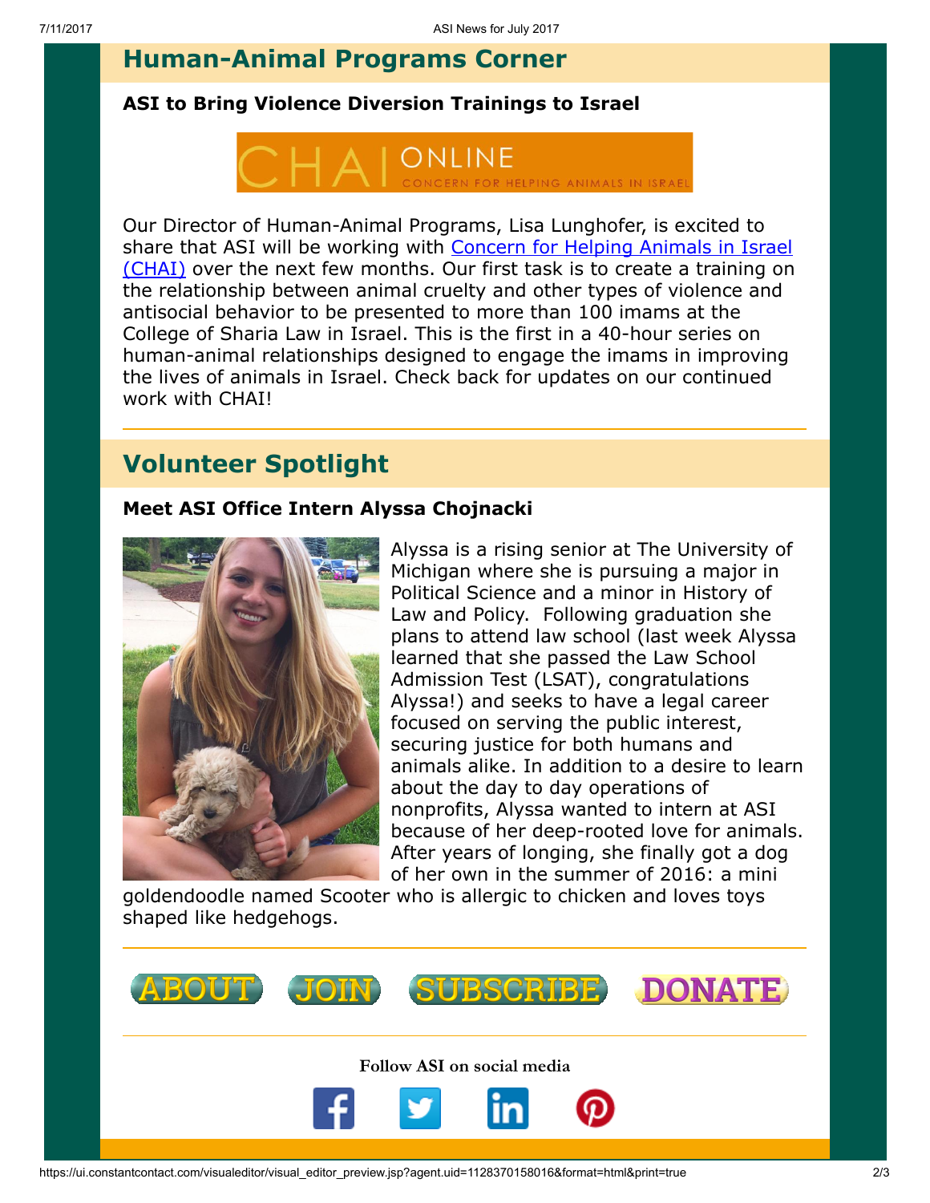## Human-Animal Programs Corner

### ASI to Bring Violence Diversion Trainings to Israel

CHAI ONLINE
CONCERN FOR HELPING ANIMALS IN ISRAEL

Our Director of Human-Animal Programs, Lisa Lunghofer, is excited to share that ASI will be working with [Concern for Helping Animals in Israel (CHAI)] over the next few months. Our first task is to create a training on the relationship between animal cruelty and other types of violence and antisocial behavior to be presented to more than 100 imams at the College of Sharia Law in Israel. This is the first in a 40-hour series on human-animal relationships designed to engage the imams in improving the lives of animals in Israel. Check back for updates on our continued work with CHAI!

## Volunteer Spotlight

### Meet ASI Office Intern Alyssa Chojnacki

Alyssa is a rising senior at The University of Michigan where she is pursuing a major in Political Science and a minor in History of Law and Policy. Following graduation she plans to attend law school (last week Alyssa learned that she passed the Law School Admission Test (LSAT), congratulations Alyssa!) and seeks to have a legal career focused on serving the public interest, securing justice for both humans and animals alike. In addition to a desire to learn about the day to day operations of nonprofits, Alyssa wanted to intern at ASI because of her deep-rooted love for animals. After years of longing, she finally got a dog of her own in the summer of 2016: a mini goldendoodle named Scooter who is allergic to chicken and loves toys shaped like hedgehogs.

ABOUT JOIN SUBSCRIBE DONATE

Follow ASI on social media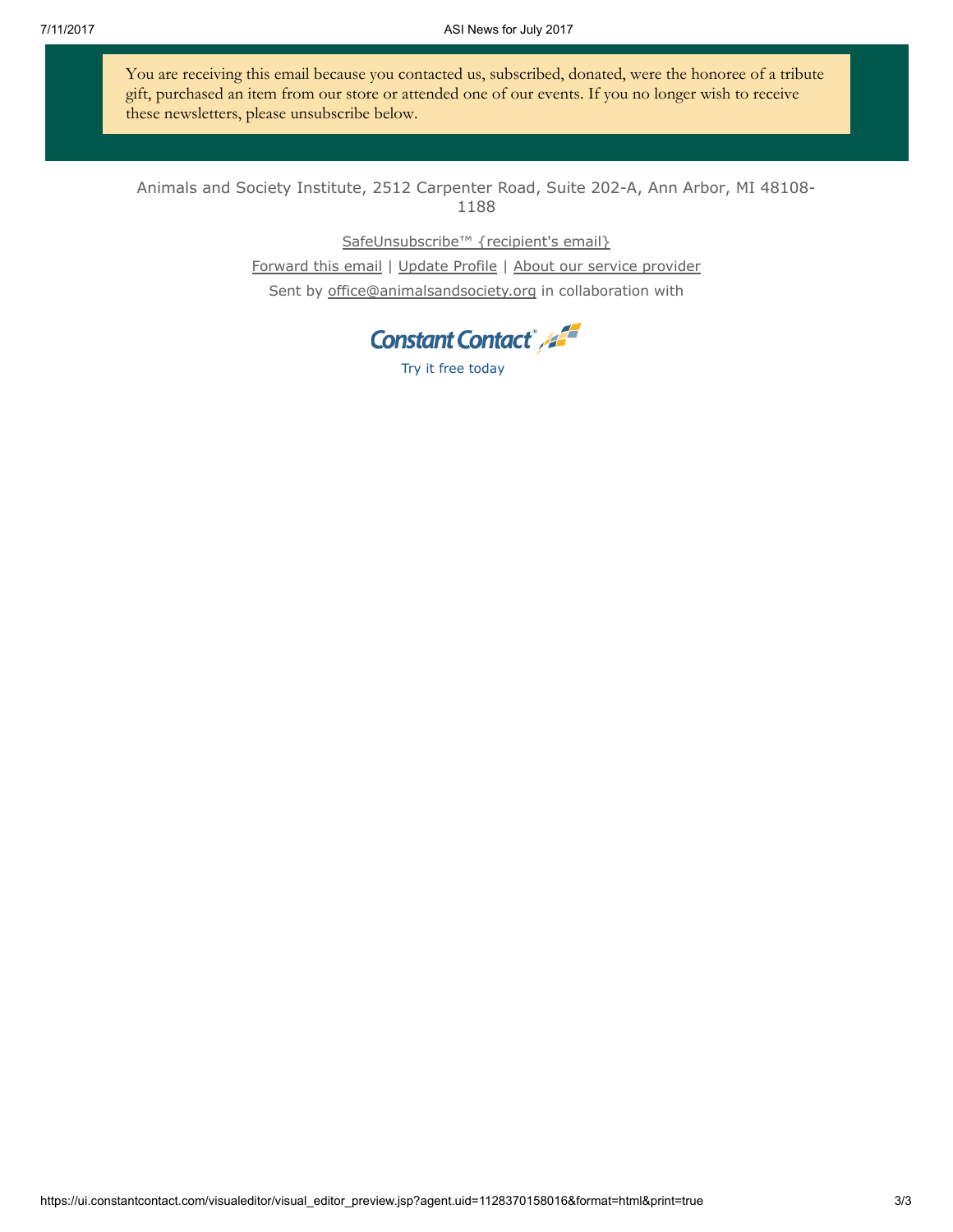You are receiving this email because you contacted us, subscribed, donated, were the honoree of a tribute gift, purchased an item from our store or attended one of our events. If you no longer wish to receive these newsletters, please unsubscribe below.

Animals and Society Institute, 2512 Carpenter Road, Suite 202-A, Ann Arbor, MI 48108-1188

SafeUnsubscribe™ {recipient's email}

Forward this email | Update Profile | About our service provider

Sent by office@animalsandsociety.org in collaboration with

Constant Contact

Try it free today